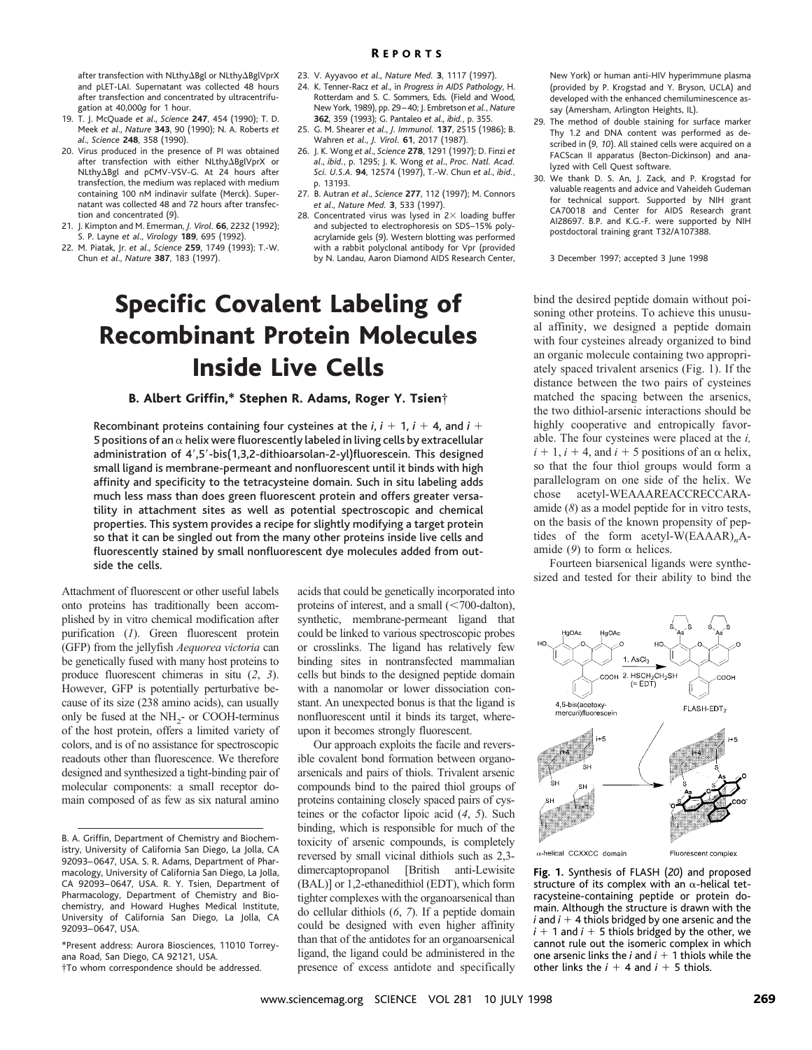after transfection with NLthyΔBgl or NLthyΔBglVprX and pLET-LAI. Supernatant was collected 48 hours after transfection and concentrated by ultracentrifugation at 40,000*g* for 1 hour.

19. T. J. McQuade *et al.*, *Science* **247**, 454 (1990); T. D. Meek *et al.*, *Nature* **343**, 90 (1990); N. A. Roberts *et al.*, *Science* **248**, 358 (1990).
20. Virus produced in the presence of PI was obtained after transfection with either NLthyΔBglVprX or NLthyΔBgl and pCMV-VSV-G. At 24 hours after transfection, the medium was replaced with medium containing 100 nM indinavir sulfate (Merck). Supernatant was collected 48 and 72 hours after transfection and concentrated (9).
21. J. Kimpton and M. Emerman, *J. Virol.* **66**, 2232 (1992); S. P. Layne *et al.*, *Virology* **189**, 695 (1992).
22. M. Piatak, Jr. *et al.*, *Science* **259**, 1749 (1993); T.-W. Chun *et al.*, *Nature* **387**, 183 (1997).
23. V. Ayyavoo *et al.*, *Nature Med.* **3**, 1117 (1997).
24. K. Tenner-Racz *et al.*, in *Progress in AIDS Pathology*, H. Rotterdam and S. C. Sommers, Eds. (Field and Wood, New York, 1989), pp. 29–40; J. Embretson *et al.*, *Nature* **362**, 359 (1993); G. Pantaleo *et al.*, *ibid.*, p. 355.
25. G. M. Shearer *et al.*, *J. Immunol.* **137**, 2515 (1986); B. Wahren *et al.*, *J. Virol.* **61**, 2017 (1987).
26. J. K. Wong *et al.*, *Science* **278**, 1291 (1997); D. Finzi *et al.*, *ibid.*, p. 1295; J. K. Wong *et al.*, *Proc. Natl. Acad. Sci. U.S.A.* **94**, 12574 (1997), T.-W. Chun *et al.*, *ibid.*, p. 13193.
27. B. Autran *et al.*, *Science* **277**, 112 (1997); M. Connors *et al.*, *Nature Med.* **3**, 533 (1997).
28. Concentrated virus was lysed in 2× loading buffer and subjected to electrophoresis on SDS–15% polyacrylamide gels (9). Western blotting was performed with a rabbit polyclonal antibody for Vpr (provided by N. Landau, Aaron Diamond AIDS Research Center, New York) or human anti-HIV hyperimmune plasma (provided by P. Krogstad and Y. Bryson, UCLA) and developed with the enhanced chemiluminescence assay (Amersham, Arlington Heights, IL).
29. The method of double staining for surface marker Thy 1.2 and DNA content was performed as described in (9, 10). All stained cells were acquired on a FACScan II apparatus (Becton-Dickinson) and analyzed with Cell Quest software.
30. We thank D. S. An, J. Zack, and P. Krogstad for valuable reagents and advice and Vaheideh Gudeman for technical support. Supported by NIH grant CA70018 and Center for AIDS Research grant AI28697. B.P. and K.G.-F. were supported by NIH postdoctoral training grant T32/A107388.

3 December 1997; accepted 3 June 1998

# Specific Covalent Labeling of Recombinant Protein Molecules Inside Live Cells

**B. Albert Griffin,\* Stephen R. Adams, Roger Y. Tsien†**

**Recombinant proteins containing four cysteines at the $i$, $i + 1$, $i + 4$, and $i + 5$ positions of an α helix were fluorescently labeled in living cells by extracellular administration of 4′,5′-bis(1,3,2-dithioarsolan-2-yl)fluorescein. This designed small ligand is membrane-permeant and nonfluorescent until it binds with high affinity and specificity to the tetracysteine domain. Such in situ labeling adds much less mass than does green fluorescent protein and offers greater versatility in attachment sites as well as potential spectroscopic and chemical properties. This system provides a recipe for slightly modifying a target protein so that it can be singled out from the many other proteins inside live cells and fluorescently stained by small nonfluorescent dye molecules added from outside the cells.**

Attachment of fluorescent or other useful labels onto proteins has traditionally been accomplished by in vitro chemical modification after purification (*1*). Green fluorescent protein (GFP) from the jellyfish *Aequorea victoria* can be genetically fused with many host proteins to produce fluorescent chimeras in situ (*2*, *3*). However, GFP is potentially perturbative because of its size (238 amino acids), can usually only be fused at the $NH_2$- or COOH-terminus of the host protein, offers a limited variety of colors, and is of no assistance for spectroscopic readouts other than fluorescence. We therefore designed and synthesized a tight-binding pair of molecular components: a small receptor domain composed of as few as six natural amino acids that could be genetically incorporated into proteins of interest, and a small (<700-dalton), synthetic, membrane-permeant ligand that could be linked to various spectroscopic probes or crosslinks. The ligand has relatively few binding sites in nontransfected mammalian cells but binds to the designed peptide domain with a nanomolar or lower dissociation constant. An unexpected bonus is that the ligand is nonfluorescent until it binds its target, whereupon it becomes strongly fluorescent.

Our approach exploits the facile and reversible covalent bond formation between organoarsenicals and pairs of thiols. Trivalent arsenic compounds bind to the paired thiol groups of proteins containing closely spaced pairs of cysteines or the cofactor lipoic acid (*4*, *5*). Such binding, which is responsible for much of the toxicity of arsenic compounds, is completely reversed by small vicinal dithiols such as 2,3-dimercaptopropanol [British anti-Lewisite (BAL)] or 1,2-ethanedithiol (EDT), which form tighter complexes with the organoarsenical than do cellular dithiols (*6*, *7*). If a peptide domain could be designed with even higher affinity than that of the antidotes for an organoarsenical ligand, the ligand could be administered in the presence of excess antidote and specifically bind the desired peptide domain without poisoning other proteins. To achieve this unusual affinity, we designed a peptide domain with four cysteines already organized to bind an organic molecule containing two appropriately spaced trivalent arsenics (Fig. 1). If the distance between the two pairs of cysteines matched the spacing between the arsenics, the two dithiol-arsenic interactions should be highly cooperative and entropically favorable. The four cysteines were placed at the $i$, $i + 1$, $i + 4$, and $i + 5$ positions of an α helix, so that the four thiol groups would form a parallelogram on one side of the helix. We chose acetyl-WEAAAREACCRECCARA-amide (*8*) as a model peptide for in vitro tests, on the basis of the known propensity of peptides of the form acetyl-W(EAAAR)$_n$A-amide (*9*) to form α helices.

Fourteen biarsenical ligands were synthesized and tested for their ability to bind the

**Fig. 1.** Synthesis of FLASH (*20*) and proposed structure of its complex with an α-helical tetracysteine-containing peptide or protein domain. Although the structure is drawn with the $i$ and $i + 4$ thiols bridged by one arsenic and the $i + 1$ and $i + 5$ thiols bridged by the other, we cannot rule out the isomeric complex in which one arsenic links the $i$ and $i + 1$ thiols while the other links the $i + 4$ and $i + 5$ thiols.

B. A. Griffin, Department of Chemistry and Biochemistry, University of California San Diego, La Jolla, CA 92093–0647, USA. S. R. Adams, Department of Pharmacology, University of California San Diego, La Jolla, CA 92093–0647, USA. R. Y. Tsien, Department of Pharmacology, Department of Chemistry and Biochemistry, and Howard Hughes Medical Institute, University of California San Diego, La Jolla, CA 92093–0647, USA.

\*Present address: Aurora Biosciences, 11010 Torreyana Road, San Diego, CA 92121, USA.
†To whom correspondence should be addressed.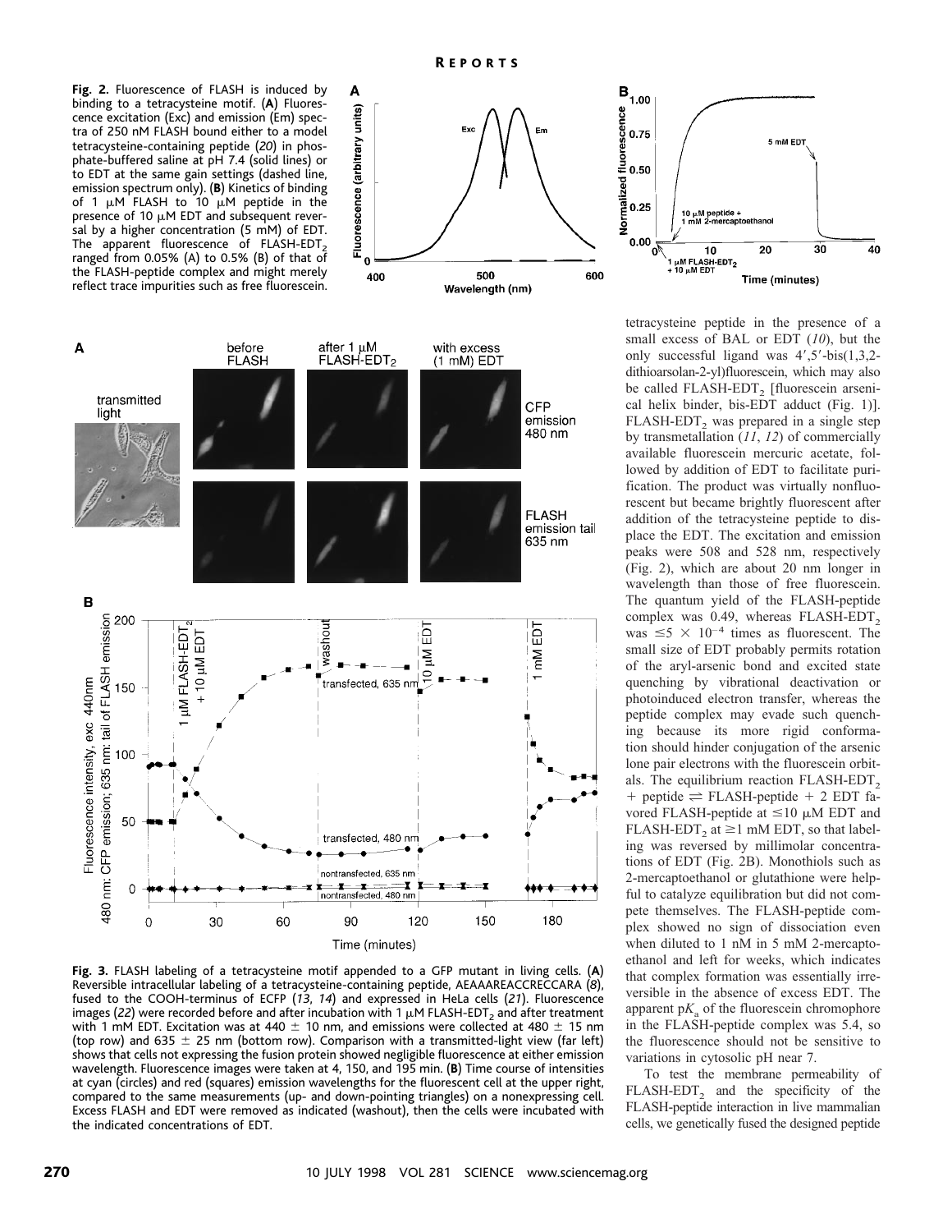**Fig. 2.** Fluorescence of FLASH is induced by binding to a tetracysteine motif. (**A**) Fluorescence excitation (Exc) and emission (Em) spectra of 250 nM FLASH bound either to a model tetracysteine-containing peptide (*20*) in phosphate-buffered saline at pH 7.4 (solid lines) or to EDT at the same gain settings (dashed line, emission spectrum only). (**B**) Kinetics of binding of 1 μM FLASH to 10 μM peptide in the presence of 10 μM EDT and subsequent reversal by a higher concentration (5 mM) of EDT. The apparent fluorescence of FLASH-$EDT_2$ ranged from 0.05% (A) to 0.5% (B) of that of the FLASH-peptide complex and might merely reflect trace impurities such as free fluorescein.

**Fig. 3.** FLASH labeling of a tetracysteine motif appended to a GFP mutant in living cells. (**A**) Reversible intracellular labeling of a tetracysteine-containing peptide, AEAAAREACCRECCARA (*8*), fused to the COOH-terminus of ECFP (*13*, *14*) and expressed in HeLa cells (*21*). Fluorescence images (*22*) were recorded before and after incubation with 1 μM FLASH-$EDT_2$ and after treatment with 1 mM EDT. Excitation was at 440 ± 10 nm, and emissions were collected at 480 ± 15 nm (top row) and 635 ± 25 nm (bottom row). Comparison with a transmitted-light view (far left) shows that cells not expressing the fusion protein showed negligible fluorescence at either emission wavelength. Fluorescence images were taken at 4, 150, and 195 min. (**B**) Time course of intensities at cyan (circles) and red (squares) emission wavelengths for the fluorescent cell at the upper right, compared to the same measurements (up- and down-pointing triangles) on a nonexpressing cell. Excess FLASH and EDT were removed as indicated (washout), then the cells were incubated with the indicated concentrations of EDT.

tetracysteine peptide in the presence of a small excess of BAL or EDT (*10*), but the only successful ligand was 4′,5′-bis(1,3,2-dithioarsolan-2-yl)fluorescein, which may also be called FLASH-$EDT_2$ [fluorescein arsenical helix binder, bis-EDT adduct (Fig. 1)]. FLASH-$EDT_2$ was prepared in a single step by transmetallation (*11*, *12*) of commercially available fluorescein mercuric acetate, followed by addition of EDT to facilitate purification. The product was virtually nonfluorescent but became brightly fluorescent after addition of the tetracysteine peptide to displace the EDT. The excitation and emission peaks were 508 and 528 nm, respectively (Fig. 2), which are about 20 nm longer in wavelength than those of free fluorescein. The quantum yield of the FLASH-peptide complex was 0.49, whereas FLASH-$EDT_2$ was $\leq 5 \times 10^{-4}$ times as fluorescent. The small size of EDT probably permits rotation of the aryl-arsenic bond and excited state quenching by vibrational deactivation or photoinduced electron transfer, whereas the peptide complex may evade such quenching because its more rigid conformation should hinder conjugation of the arsenic lone pair electrons with the fluorescein orbitals. The equilibrium reaction FLASH-$EDT_2$ + peptide $\rightleftharpoons$ FLASH-peptide + 2 EDT favored FLASH-peptide at ≤10 μM EDT and FLASH-$EDT_2$ at ≥1 mM EDT, so that labeling was reversed by millimolar concentrations of EDT (Fig. 2B). Monothiols such as 2-mercaptoethanol or glutathione were helpful to catalyze equilibration but did not compete themselves. The FLASH-peptide complex showed no sign of dissociation even when diluted to 1 nM in 5 mM 2-mercaptoethanol and left for weeks, which indicates that complex formation was essentially irreversible in the absence of excess EDT. The apparent $pK_a$ of the fluorescein chromophore in the FLASH-peptide complex was 5.4, so the fluorescence should not be sensitive to variations in cytosolic pH near 7.

To test the membrane permeability of FLASH-$EDT_2$ and the specificity of the FLASH-peptide interaction in live mammalian cells, we genetically fused the designed peptide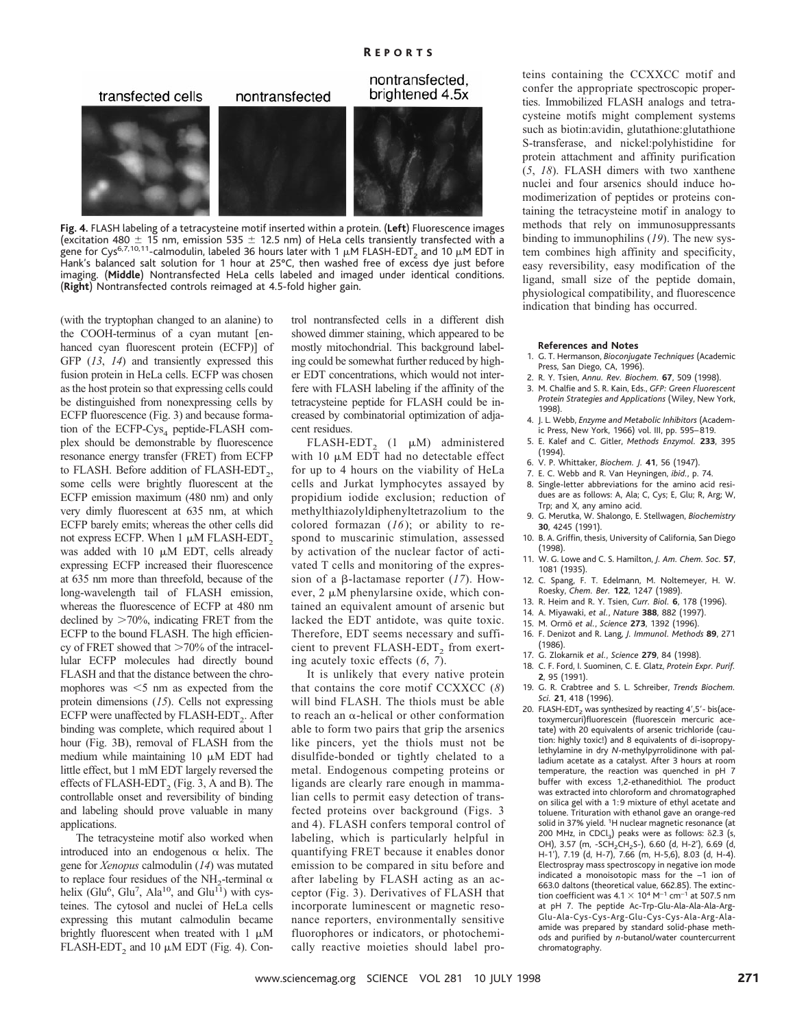**Fig. 4.** FLASH labeling of a tetracysteine motif inserted within a protein. (**Left**) Fluorescence images (excitation 480 ± 15 nm, emission 535 ± 12.5 nm) of HeLa cells transiently transfected with a gene for Cys[6,7,10,11]-calmodulin, labeled 36 hours later with 1 μM FLASH-$EDT_2$ and 10 μM EDT in Hank's balanced salt solution for 1 hour at 25°C, then washed free of excess dye just before imaging. (**Middle**) Nontransfected HeLa cells labeled and imaged under identical conditions. (**Right**) Nontransfected controls reimaged at 4.5-fold higher gain.

(with the tryptophan changed to an alanine) to the COOH-terminus of a cyan mutant [enhanced cyan fluorescent protein (ECFP)] of GFP (*13*, *14*) and transiently expressed this fusion protein in HeLa cells. ECFP was chosen as the host protein so that expressing cells could be distinguished from nonexpressing cells by ECFP fluorescence (Fig. 3) and because formation of the ECFP-$Cys_4$ peptide-FLASH complex should be demonstrable by fluorescence resonance energy transfer (FRET) from ECFP to FLASH. Before addition of FLASH-$EDT_2$, some cells were brightly fluorescent at the ECFP emission maximum (480 nm) and only very dimly fluorescent at 635 nm, at which ECFP barely emits; whereas the other cells did not express ECFP. When 1 μM FLASH-$EDT_2$ was added with 10 μM EDT, cells already expressing ECFP increased their fluorescence at 635 nm more than threefold, because of the long-wavelength tail of FLASH emission, whereas the fluorescence of ECFP at 480 nm declined by >70%, indicating FRET from the ECFP to the bound FLASH. The high efficiency of FRET showed that >70% of the intracellular ECFP molecules had directly bound FLASH and that the distance between the chromophores was <5 nm as expected from the protein dimensions (*15*). Cells not expressing ECFP were unaffected by FLASH-$EDT_2$. After binding was complete, which required about 1 hour (Fig. 3B), removal of FLASH from the medium while maintaining 10 μM EDT had little effect, but 1 mM EDT largely reversed the effects of FLASH-$EDT_2$ (Fig. 3, A and B). The controllable onset and reversibility of binding and labeling should prove valuable in many applications.

The tetracysteine motif also worked when introduced into an endogenous α helix. The gene for *Xenopus* calmodulin (*14*) was mutated to replace four residues of the $NH_2$-terminal α helix ($Glu^6$, $Glu^7$, $Ala^{10}$, and $Glu^{11}$) with cysteines. The cytosol and nuclei of HeLa cells expressing this mutant calmodulin became brightly fluorescent when treated with 1 μM FLASH-$EDT_2$ and 10 μM EDT (Fig. 4). Control nontransfected cells in a different dish showed dimmer staining, which appeared to be mostly mitochondrial. This background labeling could be somewhat further reduced by higher EDT concentrations, which would not interfere with FLASH labeling if the affinity of the tetracysteine peptide for FLASH could be increased by combinatorial optimization of adjacent residues.

FLASH-$EDT_2$ (1 μM) administered with 10 μM EDT had no detectable effect for up to 4 hours on the viability of HeLa cells and Jurkat lymphocytes assayed by propidium iodide exclusion; reduction of methylthiazolyldiphenyltetrazolium to the colored formazan (*16*); or ability to respond to muscarinic stimulation, assessed by activation of the nuclear factor of activated T cells and monitoring of the expression of a β-lactamase reporter (*17*). However, 2 μM phenylarsine oxide, which contained an equivalent amount of arsenic but lacked the EDT antidote, was quite toxic. Therefore, EDT seems necessary and sufficient to prevent FLASH-$EDT_2$ from exerting acutely toxic effects (*6*, *7*).

It is unlikely that every native protein that contains the core motif CCXXCC (*8*) will bind FLASH. The thiols must be able to reach an α-helical or other conformation able to form two pairs that grip the arsenics like pincers, yet the thiols must not be disulfide-bonded or tightly chelated to a metal. Endogenous competing proteins or ligands are clearly rare enough in mammalian cells to permit easy detection of transfected proteins over background (Figs. 3 and 4). FLASH confers temporal control of labeling, which is particularly helpful in quantifying FRET because it enables donor emission to be compared in situ before and after labeling by FLASH acting as an acceptor (Fig. 3). Derivatives of FLASH that incorporate luminescent or magnetic resonance reporters, environmentally sensitive fluorophores or indicators, or photochemically reactive moieties should label proteins containing the CCXXCC motif and confer the appropriate spectroscopic properties. Immobilized FLASH analogs and tetracysteine motifs might complement systems such as biotin:avidin, glutathione:glutathione S-transferase, and nickel:polyhistidine for protein attachment and affinity purification (*5*, *18*). FLASH dimers with two xanthene nuclei and four arsenics should induce homodimerization of peptides or proteins containing the tetracysteine motif in analogy to methods that rely on immunosuppressants binding to immunophilins (*19*). The new system combines high affinity and specificity, easy reversibility, easy modification of the ligand, small size of the peptide domain, physiological compatibility, and fluorescence indication that binding has occurred.

#### References and Notes

1. G. T. Hermanson, *Bioconjugate Techniques* (Academic Press, San Diego, CA, 1996).
2. R. Y. Tsien, *Annu. Rev. Biochem.* **67**, 509 (1998).
3. M. Chalfie and S. R. Kain, Eds., *GFP: Green Fluorescent Protein Strategies and Applications* (Wiley, New York, 1998).
4. J. L. Webb, *Enzyme and Metabolic Inhibitors* (Academic Press, New York, 1966) vol. III, pp. 595–819.
5. E. Kalef and C. Gitler, *Methods Enzymol.* **233**, 395 (1994).
6. V. P. Whittaker, *Biochem. J.* **41**, 56 (1947).
7. E. C. Webb and R. Van Heyningen, *ibid.*, p. 74.
8. Single-letter abbreviations for the amino acid residues are as follows: A, Ala; C, Cys; E, Glu; R, Arg; W, Trp; and X, any amino acid.
9. G. Merutka, W. Shalongo, E. Stellwagen, *Biochemistry* **30**, 4245 (1991).
10. B. A. Griffin, thesis, University of California, San Diego (1998).
11. W. G. Lowe and C. S. Hamilton, *J. Am. Chem. Soc.* **57**, 1081 (1935).
12. C. Spang, F. T. Edelmann, M. Noltemeyer, H. W. Roesky, *Chem. Ber.* **122**, 1247 (1989).
13. R. Heim and R. Y. Tsien, *Curr. Biol.* **6**, 178 (1996).
14. A. Miyawaki, *et al.*, *Nature* **388**, 882 (1997).
15. M. Ormö *et al.*, *Science* **273**, 1392 (1996).
16. F. Denizot and R. Lang, *J. Immunol. Methods* **89**, 271 (1986).
17. G. Zlokarnik *et al.*, *Science* **279**, 84 (1998).
18. C. F. Ford, I. Suominen, C. E. Glatz, *Protein Expr. Purif.* **2**, 95 (1991).
19. G. R. Crabtree and S. L. Schreiber, *Trends Biochem. Sci.* **21**, 418 (1996).
20. FLASH-$EDT_2$ was synthesized by reacting 4′,5′-bis(acetoxymercuri)fluorescein (fluorescein mercuric acetate) with 20 equivalents of arsenic trichloride (caution: highly toxic!) and 8 equivalents of di-isopropylethylamine in dry *N*-methylpyrrolidinone with palladium acetate as a catalyst. After 3 hours at room temperature, the reaction was quenched in pH 7 buffer with excess 1,2-ethanedithiol. The product was extracted into chloroform and chromatographed on silica gel with a 1:9 mixture of ethyl acetate and toluene. Trituration with ethanol gave an orange-red solid in 37% yield. $^1$H nuclear magnetic resonance (at 200 MHz, in $CDCl_3$) peaks were as follows: δ2.3 (s, OH), 3.57 (m, $-SCH_2CH_2S-$), 6.60 (d, H-2′), 6.69 (d, H-1′), 7.19 (d, H-7), 7.66 (m, H-5,6), 8.03 (d, H-4). Electrospray mass spectroscopy in negative ion mode indicated a monoisotopic mass for the −1 ion of 663.0 daltons (theoretical value, 662.85). The extinction coefficient was $4.1 \times 10^4$ $M^{-1}$ $cm^{-1}$ at 507.5 nm at pH 7. The peptide Ac-Trp-Glu-Ala-Ala-Ala-Arg-Glu-Ala-Cys-Cys-Arg-Glu-Cys-Cys-Ala-Arg-Ala-amide was prepared by standard solid-phase methods and purified by *n*-butanol/water countercurrent chromatography.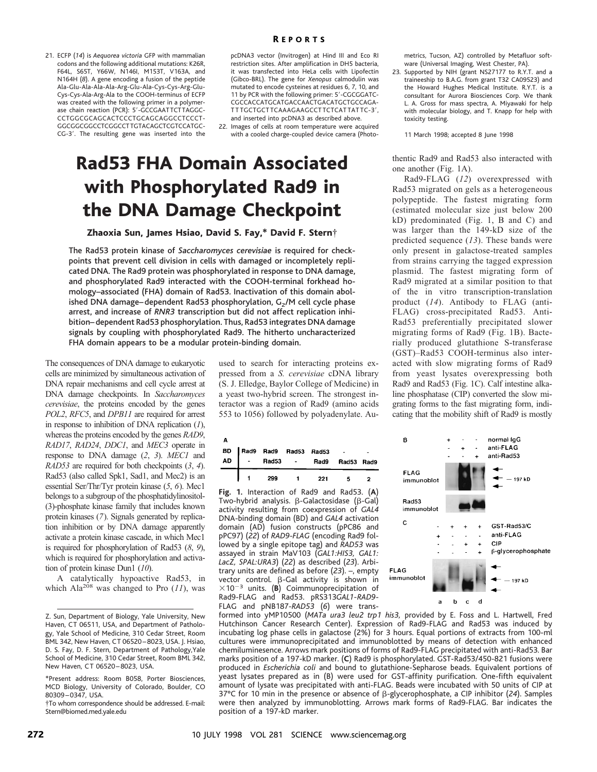21. ECFP (*14*) is *Aequorea victoria* GFP with mammalian codons and the following additional mutations: K26R, F64L, S65T, Y66W, N146I, M153T, V163A, and N164H (*8*). A gene encoding a fusion of the peptide Ala-Glu-Ala-Ala-Ala-Arg-Glu-Ala-Cys-Cys-Arg-Glu-Cys-Cys-Ala-Arg-Ala to the COOH-terminus of ECFP was created with the following primer in a polymerase chain reaction (PCR): 5′-GCCGAATTCTTAGGCCCTGGCGCAGCACTCCCTGCAGCAGGCCTCCCTGGCGGCGGCCTCGGCCTTGTACAGCTCGTCCATGCCG-3′. The resulting gene was inserted into the pcDNA3 vector (Invitrogen) at Hind III and Eco RI restriction sites. After amplification in DH5 bacteria, it was transfected into HeLa cells with Lipofectin (Gibco-BRL). The gene for *Xenopus* calmodulin was mutated to encode cysteines at residues 6, 7, 10, and 11 by PCR with the following primer: 5′-CGCGGATCCGCCACCATGCATGACCAACTGACATGCTGCCAGATTTGCTGCTTCAAAGAAGCCTTCTCATTATTC-3′, and inserted into pcDNA3 as described above.

22. Images of cells at room temperature were acquired with a cooled charge-coupled device camera (Photometrics, Tucson, AZ) controlled by Metafluor software (Universal Imaging, West Chester, PA).

23. Supported by NIH (grant NS27177 to R.Y.T. and a traineeship to B.A.G. from grant T32 CA09523) and the Howard Hughes Medical Institute. R.Y.T. is a consultant for Aurora Biosciences Corp. We thank L. A. Gross for mass spectra, A. Miyawaki for help with molecular biology, and T. Knapp for help with toxicity testing.

11 March 1998; accepted 8 June 1998

# Rad53 FHA Domain Associated with Phosphorylated Rad9 in the DNA Damage Checkpoint

**Zhaoxia Sun, James Hsiao, David S. Fay,\* David F. Stern†**

**The Rad53 protein kinase of *Saccharomyces cerevisiae* is required for checkpoints that prevent cell division in cells with damaged or incompletely replicated DNA. The Rad9 protein was phosphorylated in response to DNA damage, and phosphorylated Rad9 interacted with the COOH-terminal forkhead homology–associated (FHA) domain of Rad53. Inactivation of this domain abolished DNA damage–dependent Rad53 phosphorylation, $G_2$/M cell cycle phase arrest, and increase of *RNR3* transcription but did not affect replication inhibition–dependent Rad53 phosphorylation. Thus, Rad53 integrates DNA damage signals by coupling with phosphorylated Rad9. The hitherto uncharacterized FHA domain appears to be a modular protein-binding domain.**

The consequences of DNA damage to eukaryotic cells are minimized by simultaneous activation of DNA repair mechanisms and cell cycle arrest at DNA damage checkpoints. In *Saccharomyces cerevisiae*, the proteins encoded by the genes *POL2*, *RFC5*, and *DPB11* are required for arrest in response to inhibition of DNA replication (*1*), whereas the proteins encoded by the genes *RAD9*, *RAD17*, *RAD24*, *DDC1*, and *MEC3* operate in response to DNA damage (*2*, *3*). *MEC1* and *RAD53* are required for both checkpoints (*3*, *4*). Rad53 (also called Spk1, Sad1, and Mec2) is an essential Ser/Thr/Tyr protein kinase (*5*, *6*). Mec1 belongs to a subgroup of the phosphatidylinositol-(3)-phosphate kinase family that includes known protein kinases (*7*). Signals generated by replication inhibition or by DNA damage apparently activate a protein kinase cascade, in which Mec1 is required for phosphorylation of Rad53 (*8*, *9*), which is required for phosphorylation and activation of protein kinase Dun1 (*10*).

A catalytically hypoactive Rad53, in which Ala[208] was changed to Pro (*11*), was used to search for interacting proteins expressed from a *S. cerevisiae* cDNA library (S. J. Elledge, Baylor College of Medicine) in a yeast two-hybrid screen. The strongest interactor was a region of Rad9 (amino acids 553 to 1056) followed by polyadenylate. Authentic Rad9 and Rad53 also interacted with one another (Fig. 1A).

Rad9-FLAG (*12*) overexpressed with Rad53 migrated on gels as a heterogeneous polypeptide. The fastest migrating form (estimated molecular size just below 200 kD) predominated (Fig. 1, B and C) and was larger than the 149-kD size of the predicted sequence (*13*). These bands were only present in galactose-treated samples from strains carrying the tagged expression plasmid. The fastest migrating form of Rad9 migrated at a similar position to that of the in vitro transcription-translation product (*14*). Antibody to FLAG (anti-FLAG) cross-precipitated Rad53. Anti-Rad53 preferentially precipitated slower migrating forms of Rad9 (Fig. 1B). Bacterially produced glutathione S-transferase (GST)–Rad53 COOH-terminus also interacted with slow migrating forms of Rad9 from yeast lysates overexpressing both Rad9 and Rad53 (Fig. 1C). Calf intestine alkaline phosphatase (CIP) converted the slow migrating forms to the fast migrating form, indicating that the mobility shift of Rad9 is mostly

A

| | | | | | | |
|---|---|---|---|---|---|---|
| BD | Rad9 | Rad9 | Rad53 | Rad53 | - | - |
| AD | - | Rad53 | - | Rad9 | Rad53 | Rad9 |
| | 1 | 299 | 1 | 221 | 5 | 2 |

B

normal IgG: + - -
anti-FLAG: - + -
anti-Rad53: - - +
FLAG immunoblot
— 197 kD
Rad53 immunoblot

C

GST-Rad53/C: - + + +
anti-FLAG: + - - -
CIP: - - + +
β-glycerophosphate: - - - +
FLAG immunoblot
— 197 kD
a b c d

**Fig. 1.** Interaction of Rad9 and Rad53. (**A**) Two-hybrid analysis. β-Galactosidase (β-Gal) activity resulting from coexpression of *GAL4* DNA-binding domain (BD) and *GAL4* activation domain (AD) fusion constructs (pPC86 and pPC97) (*22*) of *RAD9-FLAG* (encoding Rad9 followed by a single epitope tag) and *RAD53* was assayed in strain MaV103 (*GAL1:HIS3, GAL1:LacZ, SPAL:URA3*) (*22*) as described (*23*). Arbitrary units are defined as before (*23*). –, empty vector control. β-Gal activity is shown in $\times 10^{-3}$ units. (**B**) Coimmunoprecipitation of Rad9-FLAG and Rad53. pRS313*GAL1-RAD9-FLAG* and pNB187-*RAD53* (*6*) were transformed into yMP10500 (*MATa ura3 leu2 trp1 his3*, provided by E. Foss and L. Hartwell, Fred Hutchinson Cancer Research Center). Expression of Rad9-FLAG and Rad53 was induced by incubating log phase cells in galactose (2%) for 3 hours. Equal portions of extracts from 100-ml cultures were immunoprecipitated and immunoblotted by means of detection with enhanced chemiluminescence. Arrows mark positions of forms of Rad9-FLAG precipitated with anti-Rad53. Bar marks position of a 197-kD marker. (**C**) Rad9 is phosphorylated. GST-Rad53/450-821 fusions were produced in *Escherichia coli* and bound to glutathione-Sepharose beads. Equivalent portions of yeast lysates prepared as in (B) were used for GST-affinity purification. One-fifth equivalent amount of lysate was precipitated with anti-FLAG. Beads were incubated with 50 units of CIP at 37°C for 10 min in the presence or absence of β-glycerophosphate, a CIP inhibitor (*24*). Samples were then analyzed by immunoblotting. Arrows mark forms of Rad9-FLAG. Bar indicates the position of a 197-kD marker.

Z. Sun, Department of Biology, Yale University, New Haven, CT 06511, USA, and Department of Pathology, Yale School of Medicine, 310 Cedar Street, Room BML 342, New Haven, CT 06520–8023, USA. J. Hsiao, D. S. Fay, D. F. Stern, Department of Pathology,Yale School of Medicine, 310 Cedar Street, Room BML 342, New Haven, CT 06520–8023, USA.

\*Present address: Room B058, Porter Biosciences, MCD Biology, University of Colorado, Boulder, CO 80309–0347, USA.

†To whom correspondence should be addressed. E-mail: Stern@biomed.med.yale.edu